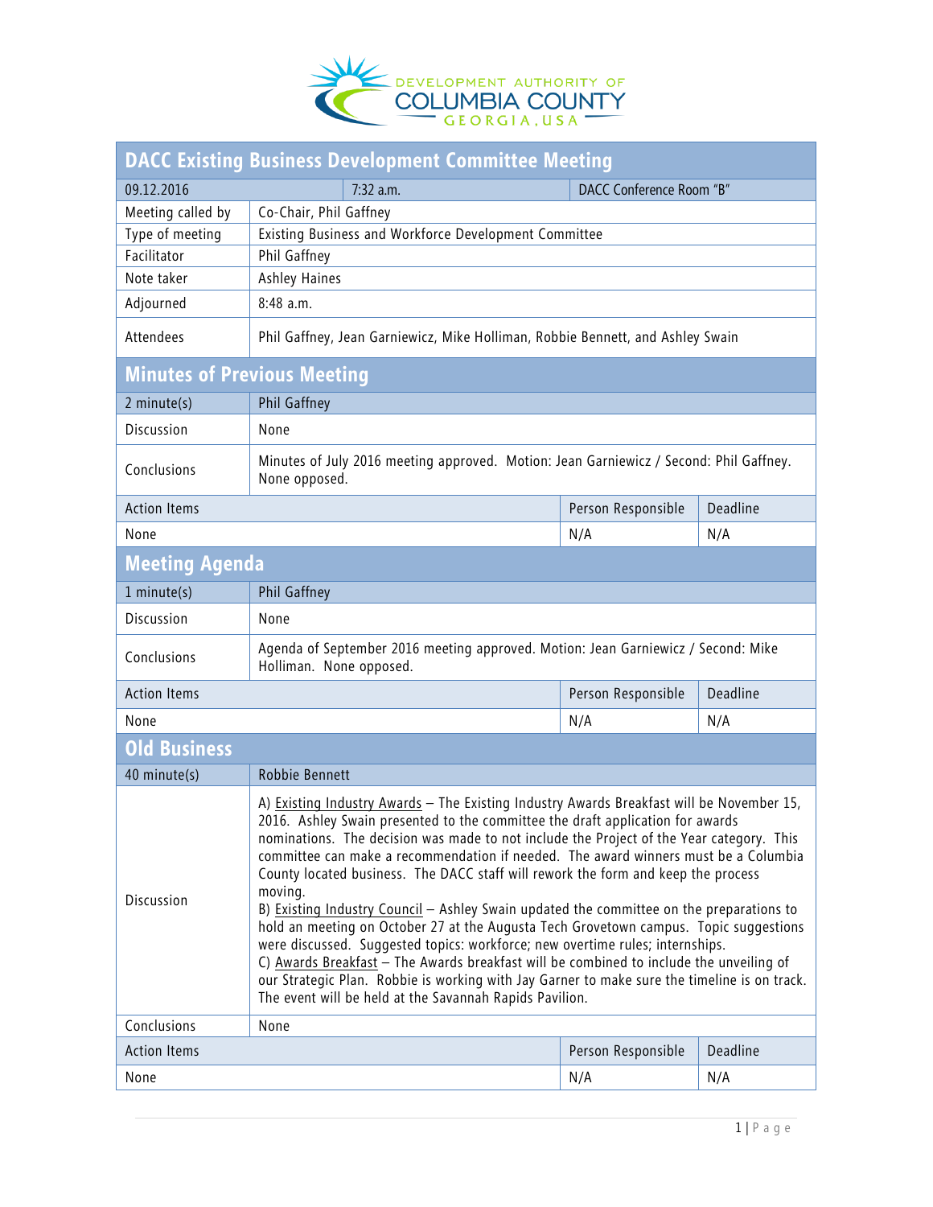DEVELOPMENT AUTHORITY OF COLUMBIA COUNTY GEORGIA, USA

# DACC Existing Business Development Committee Meeting

| 09.12.2016 | 7:32 a.m. | DACC Conference Room "B" |
|---|---|---|
| Meeting called by | Co-Chair, Phil Gaffney | |
| Type of meeting | Existing Business and Workforce Development Committee | |
| Facilitator | Phil Gaffney | |
| Note taker | Ashley Haines | |
| Adjourned | 8:48 a.m. | |
| Attendees | Phil Gaffney, Jean Garniewicz, Mike Holliman, Robbie Bennett, and Ashley Swain | |

## Minutes of Previous Meeting

| 2 minute(s) | Phil Gaffney | | |
|---|---|---|---|
| Discussion | None | | |
| Conclusions | Minutes of July 2016 meeting approved. Motion: Jean Garniewicz / Second: Phil Gaffney. None opposed. | | |
| Action Items | | Person Responsible | Deadline |
| None | | N/A | N/A |

## Meeting Agenda

| 1 minute(s) | Phil Gaffney | | |
|---|---|---|---|
| Discussion | None | | |
| Conclusions | Agenda of September 2016 meeting approved. Motion: Jean Garniewicz / Second: Mike Holliman. None opposed. | | |
| Action Items | | Person Responsible | Deadline |
| None | | N/A | N/A |

## Old Business

| 40 minute(s) | Robbie Bennett | | |
|---|---|---|---|
| Discussion | A) Existing Industry Awards – The Existing Industry Awards Breakfast will be November 15, 2016. Ashley Swain presented to the committee the draft application for awards nominations. The decision was made to not include the Project of the Year category. This committee can make a recommendation if needed. The award winners must be a Columbia County located business. The DACC staff will rework the form and keep the process moving.<br>B) Existing Industry Council – Ashley Swain updated the committee on the preparations to hold an meeting on October 27 at the Augusta Tech Grovetown campus. Topic suggestions were discussed. Suggested topics: workforce; new overtime rules; internships.<br>C) Awards Breakfast – The Awards breakfast will be combined to include the unveiling of our Strategic Plan. Robbie is working with Jay Garner to make sure the timeline is on track. The event will be held at the Savannah Rapids Pavilion. | | |
| Conclusions | None | | |
| Action Items | | Person Responsible | Deadline |
| None | | N/A | N/A |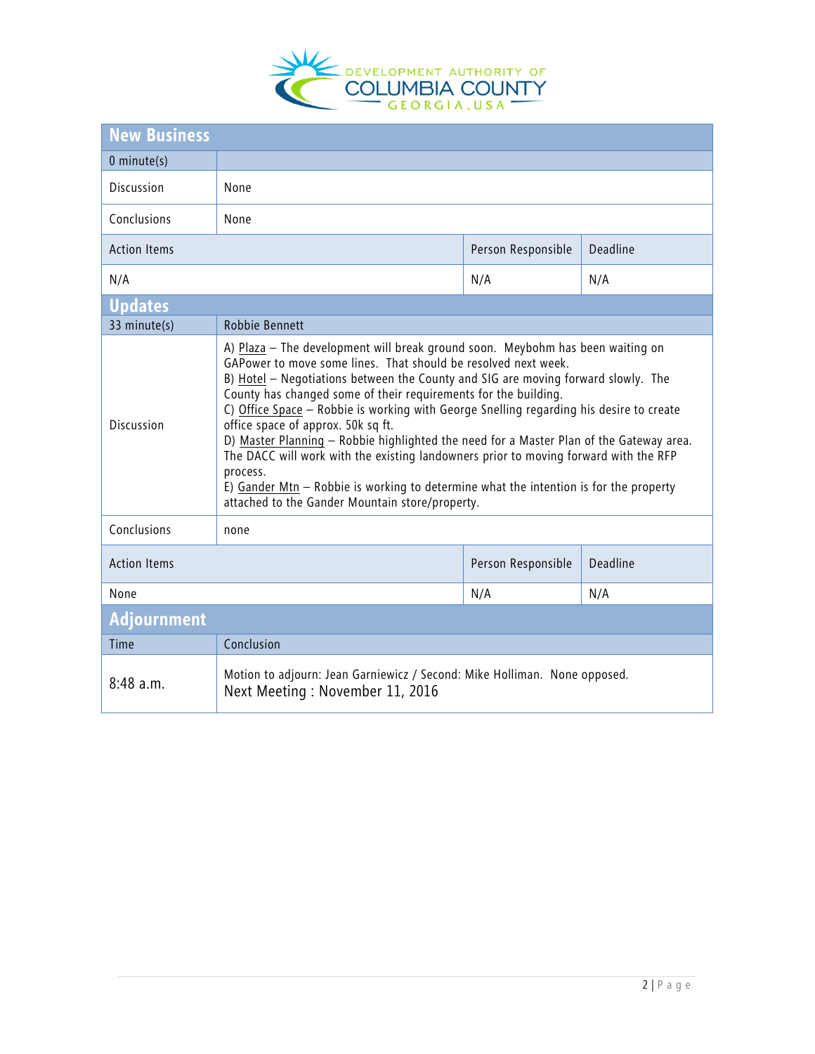## New Business

| 0 minute(s) | | | |
|---|---|---|---|
| Discussion | None | | |
| Conclusions | None | | |
| Action Items | | Person Responsible | Deadline |
| N/A | | N/A | N/A |

## Updates

| 33 minute(s) | Robbie Bennett | | |
|---|---|---|---|
| Discussion | A) Plaza – The development will break ground soon. Meybohm has been waiting on GAPower to move some lines. That should be resolved next week.<br>B) Hotel – Negotiations between the County and SIG are moving forward slowly. The County has changed some of their requirements for the building.<br>C) Office Space – Robbie is working with George Snelling regarding his desire to create office space of approx. 50k sq ft.<br>D) Master Planning – Robbie highlighted the need for a Master Plan of the Gateway area. The DACC will work with the existing landowners prior to moving forward with the RFP process.<br>E) Gander Mtn – Robbie is working to determine what the intention is for the property attached to the Gander Mountain store/property. | | |
| Conclusions | none | | |
| Action Items | | Person Responsible | Deadline |
| None | | N/A | N/A |

## Adjournment

| Time | Conclusion |
|---|---|
| 8:48 a.m. | Motion to adjourn: Jean Garniewicz / Second: Mike Holliman. None opposed.<br>Next Meeting : November 11, 2016 |